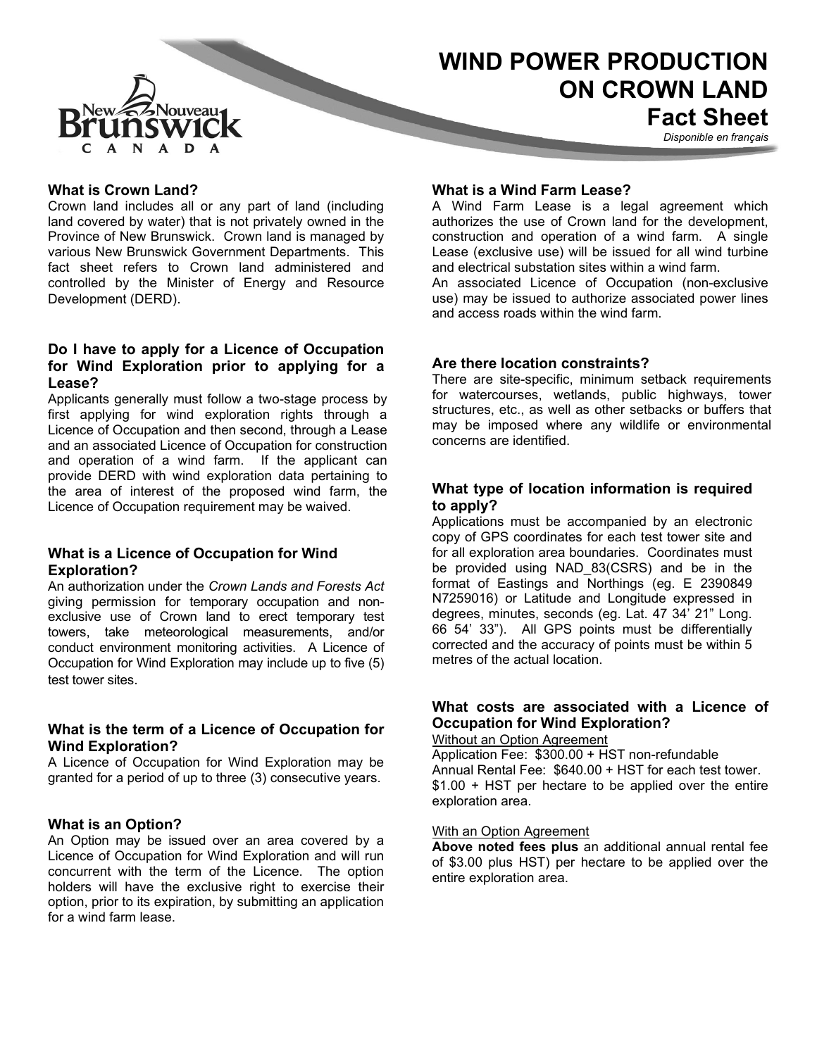# WIND POWER PRODUCTION ON CROWN LAND

## Fact Sheet

*Disponible en français*

### What is Crown Land?

Crown land includes all or any part of land (including land covered by water) that is not privately owned in the Province of New Brunswick. Crown land is managed by various New Brunswick Government Departments. This fact sheet refers to Crown land administered and controlled by the Minister of Energy and Resource Development (DERD).

### Do I have to apply for a Licence of Occupation for Wind Exploration prior to applying for a Lease?

Applicants generally must follow a two-stage process by first applying for wind exploration rights through a Licence of Occupation and then second, through a Lease and an associated Licence of Occupation for construction and operation of a wind farm. If the applicant can provide DERD with wind exploration data pertaining to the area of interest of the proposed wind farm, the Licence of Occupation requirement may be waived.

### What is a Licence of Occupation for Wind Exploration?

An authorization under the *Crown Lands and Forests Act* giving permission for temporary occupation and non-exclusive use of Crown land to erect temporary test towers, take meteorological measurements, and/or conduct environment monitoring activities. A Licence of Occupation for Wind Exploration may include up to five (5) test tower sites.

### What is the term of a Licence of Occupation for Wind Exploration?

A Licence of Occupation for Wind Exploration may be granted for a period of up to three (3) consecutive years.

### What is an Option?

An Option may be issued over an area covered by a Licence of Occupation for Wind Exploration and will run concurrent with the term of the Licence. The option holders will have the exclusive right to exercise their option, prior to its expiration, by submitting an application for a wind farm lease.

### What is a Wind Farm Lease?

A Wind Farm Lease is a legal agreement which authorizes the use of Crown land for the development, construction and operation of a wind farm. A single Lease (exclusive use) will be issued for all wind turbine and electrical substation sites within a wind farm.

An associated Licence of Occupation (non-exclusive use) may be issued to authorize associated power lines and access roads within the wind farm.

### Are there location constraints?

There are site-specific, minimum setback requirements for watercourses, wetlands, public highways, tower structures, etc., as well as other setbacks or buffers that may be imposed where any wildlife or environmental concerns are identified.

### What type of location information is required to apply?

Applications must be accompanied by an electronic copy of GPS coordinates for each test tower site and for all exploration area boundaries. Coordinates must be provided using NAD_83(CSRS) and be in the format of Eastings and Northings (eg. E 2390849 N7259016) or Latitude and Longitude expressed in degrees, minutes, seconds (eg. Lat. 47 34' 21" Long. 66 54' 33"). All GPS points must be differentially corrected and the accuracy of points must be within 5 metres of the actual location.

### What costs are associated with a Licence of Occupation for Wind Exploration?

Without an Option Agreement

Application Fee: $300.00 + HST non-refundable
Annual Rental Fee: $640.00 + HST for each test tower.
$1.00 + HST per hectare to be applied over the entire exploration area.

With an Option Agreement

**Above noted fees plus** an additional annual rental fee of $3.00 plus HST) per hectare to be applied over the entire exploration area.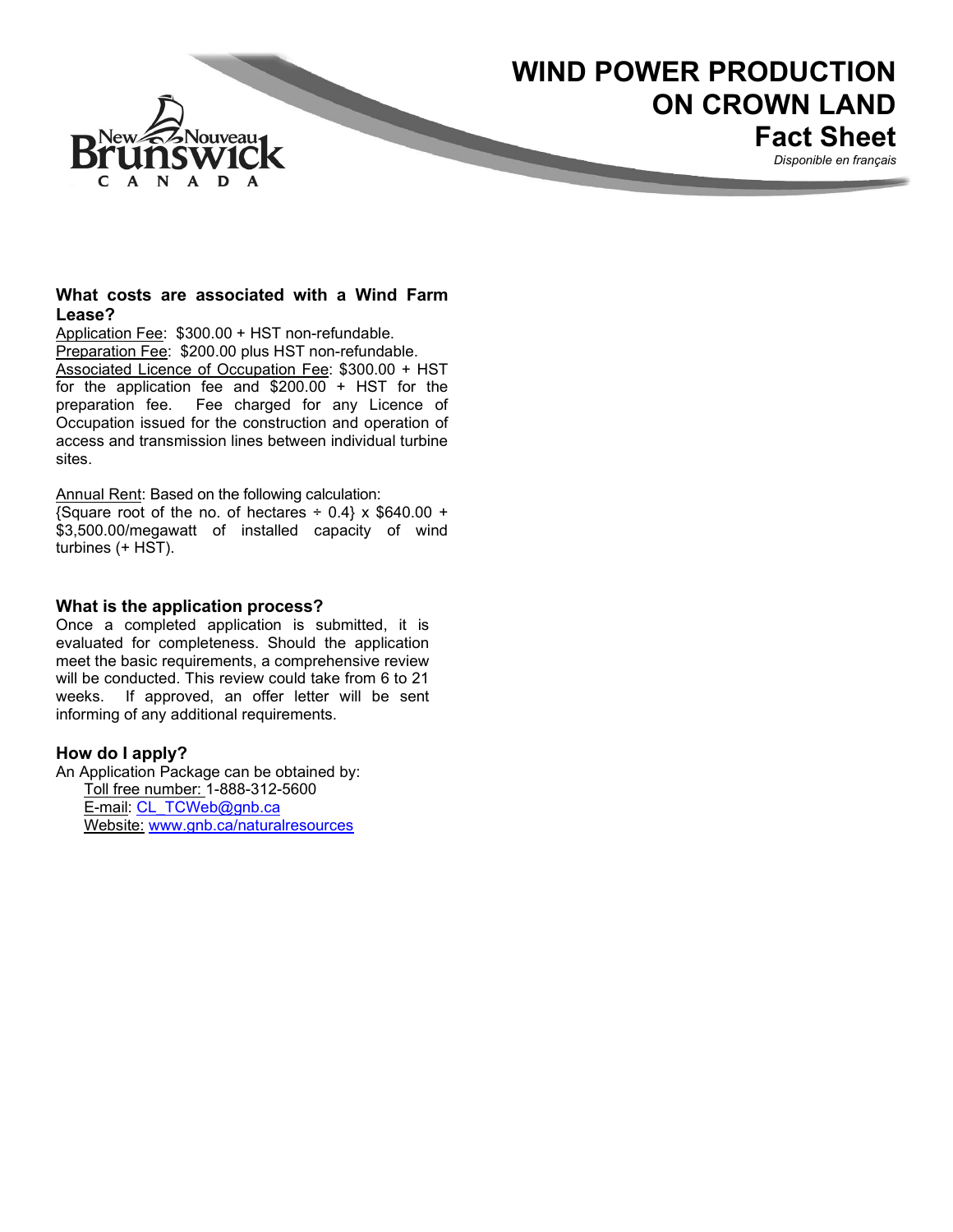# WIND POWER PRODUCTION ON CRONW LAND

## Fact Sheet

*Disponible en français*

### What costs are associated with a Wind Farm Lease?

Application Fee: $300.00 + HST non-refundable.
Preparation Fee: $200.00 plus HST non-refundable.
Associated Licence of Occupation Fee: $300.00 + HST for the application fee and $200.00 + HST for the preparation fee. Fee charged for any Licence of Occupation issued for the construction and operation of access and transmission lines between individual turbine sites.

Annual Rent: Based on the following calculation:
{Square root of the no. of hectares ÷ 0.4} x $640.00 + $3,500.00/megawatt of installed capacity of wind turbines (+ HST).

### What is the application process?

Once a completed application is submitted, it is evaluated for completeness. Should the application meet the basic requirements, a comprehensive review will be conducted. This review could take from 6 to 21 weeks. If approved, an offer letter will be sent informing of any additional requirements.

### How do I apply?

An Application Package can be obtained by:

- Toll free number: 1-888-312-5600
- E-mail: CL_TCWeb@gnb.ca
- Website: www.gnb.ca/naturalresources

# WIND POWER PRODUCTION ON CROWN LAND

## Fact Sheet

*Disponible en français*

### What costs are associated with a Wind Farm Lease?

Application Fee: $300.00 + HST non-refundable.
Preparation Fee: $200.00 plus HST non-refundable.
Associated Licence of Occupation Fee: $300.00 + HST for the application fee and $200.00 + HST for the preparation fee. Fee charged for any Licence of Occupation issued for the construction and operation of access and transmission lines between individual turbine sites.

Annual Rent: Based on the following calculation:
{Square root of the no. of hectares ÷ 0.4} x $640.00 + $3,500.00/megawatt of installed capacity of wind turbines (+ HST).

### What is the application process?

Once a completed application is submitted, it is evaluated for completeness. Should the application meet the basic requirements, a comprehensive review will be conducted. This review could take from 6 to 21 weeks. If approved, an offer letter will be sent informing of any additional requirements.

### How do I apply?

An Application Package can be obtained by:

- Toll free number: 1-888-312-5600
- E-mail: CL_TCWeb@gnb.ca
- Website: www.gnb.ca/naturalresources